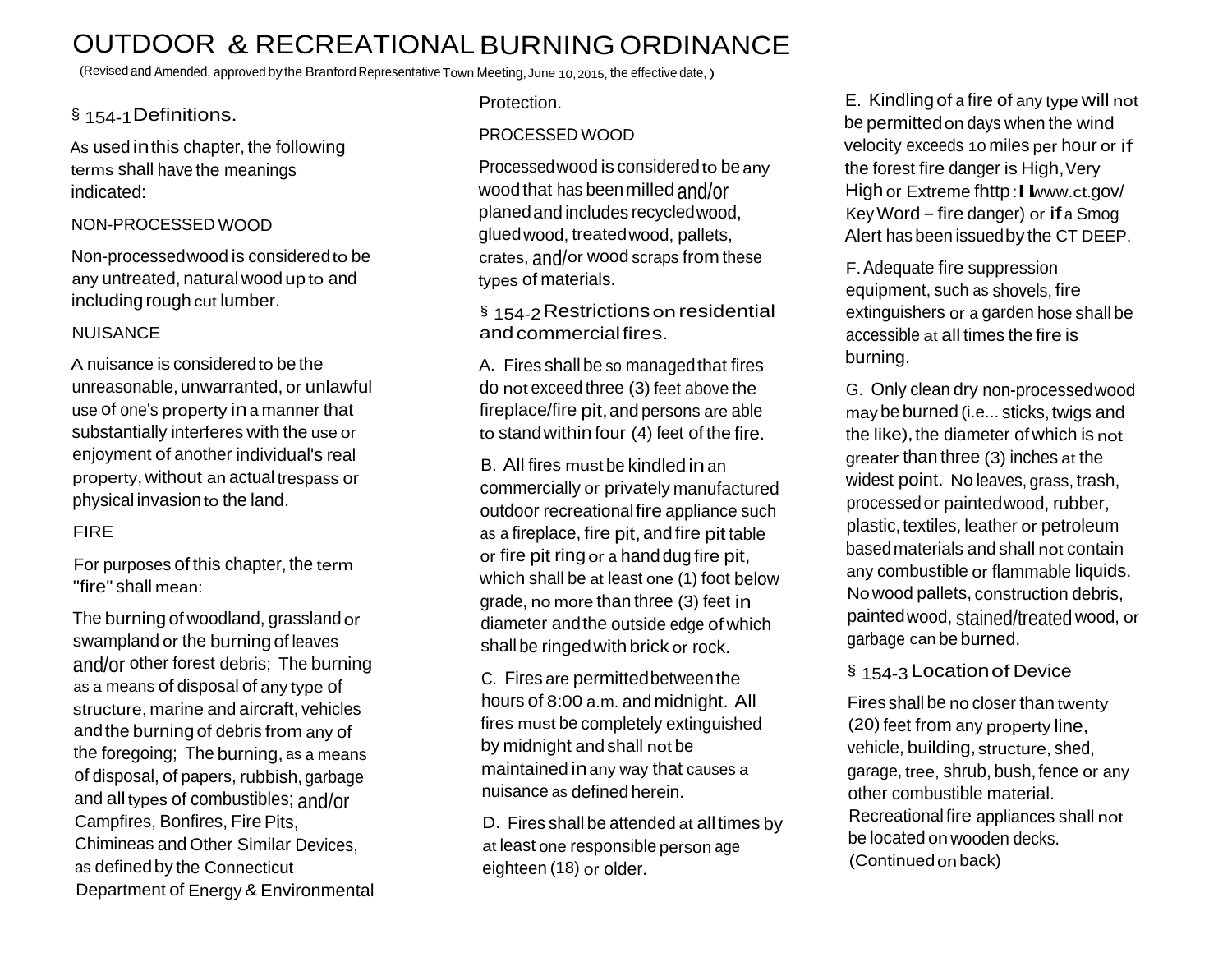# OUTDOOR & RECREATIONAL BURNING ORDINANCE

(Revised and Amended, approved by the Branford Representative Town Meeting, June 10, 2015, the effective date, )

## § 154-1 Definitions.

As used in this chapter, the following terms shall have the meanings indicated:

NON-PROCESSED WOOD

Non-processed wood is considered to be any untreated, natural wood up to and including rough cut lumber.

NUISANCE

A nuisance is considered to be the unreasonable, unwarranted, or unlawful use of one's property in a manner that substantially interferes with the use or enjoyment of another individual's real property, without an actual trespass or physical invasion to the land.

FIRE

For purposes of this chapter, the term "fire" shall mean:

The burning of woodland, grassland or swampland or the burning of leaves and/or other forest debris; The burning as a means of disposal of any type of structure, marine and aircraft, vehicles and the burning of debris from any of the foregoing; The burning, as a means of disposal, of papers, rubbish, garbage and all types of combustibles; and/or Campfires, Bonfires, Fire Pits, Chimineas and Other Similar Devices, as defined by the Connecticut Department of Energy & Environmental Protection.

PROCESSED WOOD

Processed wood is considered to be any wood that has been milled and/or planed and includes recycled wood, glued wood, treated wood, pallets, crates, and/or wood scraps from these types of materials.

## § 154-2 Restrictions on residential and commercial fires.

A. Fires shall be so managed that fires do not exceed three (3) feet above the fireplace/fire pit, and persons are able to stand within four (4) feet of the fire.

B. All fires must be kindled in an commercially or privately manufactured outdoor recreational fire appliance such as a fireplace, fire pit, and fire pit table or fire pit ring or a hand dug fire pit, which shall be at least one (1) foot below grade, no more than three (3) feet in diameter and the outside edge of which shall be ringed with brick or rock.

C. Fires are permitted between the hours of 8:00 a.m. and midnight. All fires must be completely extinguished by midnight and shall not be maintained in any way that causes a nuisance as defined herein.

D. Fires shall be attended at all times by at least one responsible person age eighteen (18) or older.

E. Kindling of a fire of any type will not be permitted on days when the wind velocity exceeds 10 miles per hour or if the forest fire danger is High, Very High or Extreme fhttp://www.ct.gov/ Key Word – fire danger) or if a Smog Alert has been issued by the CT DEEP.

F. Adequate fire suppression equipment, such as shovels, fire extinguishers or a garden hose shall be accessible at all times the fire is burning.

G. Only clean dry non-processed wood may be burned (i.e... sticks, twigs and the like), the diameter of which is not greater than three (3) inches at the widest point. No leaves, grass, trash, processed or painted wood, rubber, plastic, textiles, leather or petroleum based materials and shall not contain any combustible or flammable liquids. No wood pallets, construction debris, painted wood, stained/treated wood, or garbage can be burned.

## § 154-3 Location of Device

Fires shall be no closer than twenty (20) feet from any property line, vehicle, building, structure, shed, garage, tree, shrub, bush, fence or any other combustible material. Recreational fire appliances shall not be located on wooden decks.

(Continued on back)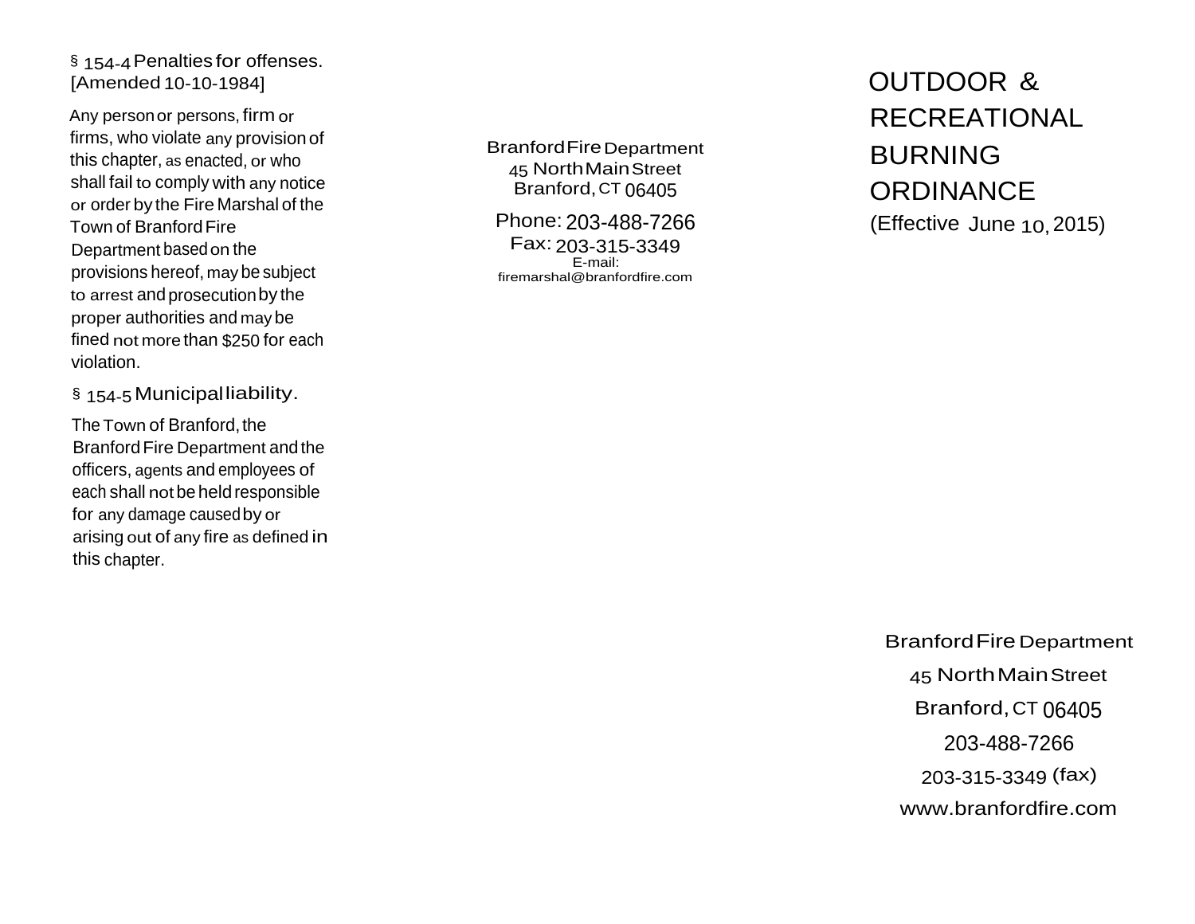## § 154-4 Penalties for offenses. [Amended 10-10-1984]

Any person or persons, firm or firms, who violate any provision of this chapter, as enacted, or who shall fail to comply with any notice or order by the Fire Marshal of the Town of Branford Fire Department based on the provisions hereof, may be subject to arrest and prosecution by the proper authorities and may be fined not more than $250 for each violation.

## § 154-5 Municipal liability.

The Town of Branford, the Branford Fire Department and the officers, agents and employees of each shall not be held responsible for any damage caused by or arising out of any fire as defined in this chapter.

Branford Fire Department
45 North Main Street
Branford, CT 06405

Phone: 203-488-7266
Fax: 203-315-3349
E-mail:
firemarshal@branfordfire.com

# OUTDOOR & RECREATIONAL BURNING ORDINANCE

(Effective June 10, 2015)

Branford Fire Department
45 North Main Street
Branford, CT 06405
203-488-7266
203-315-3349 (fax)
www.branfordfire.com